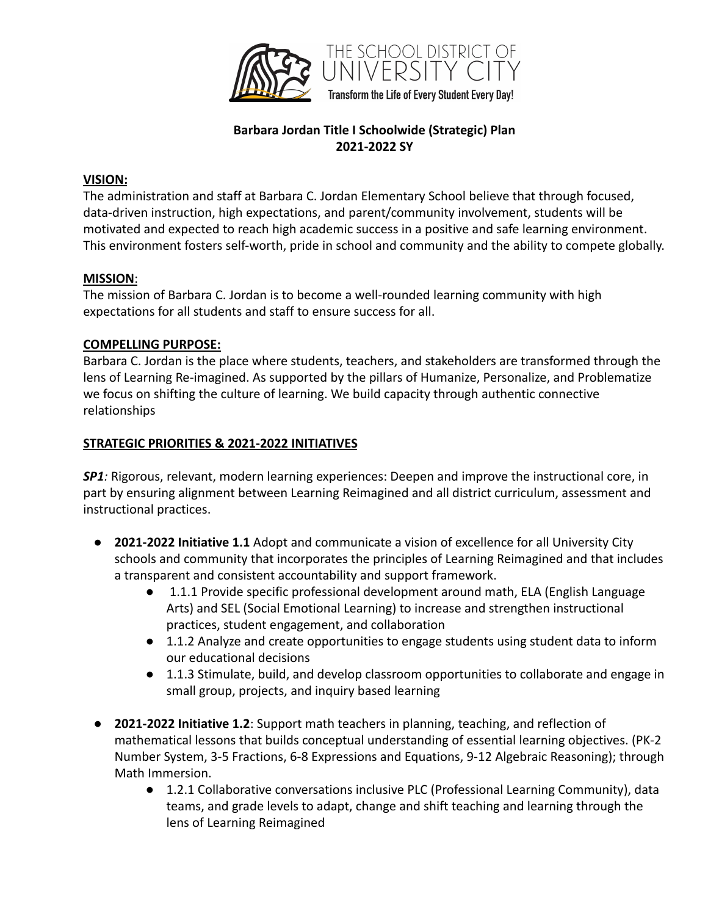THE SCHOOL DISTRICT OF UNIVERSITY CITY

Transform the Life of Every Student Every Day!

# Barbara Jordan Title I Schoolwide (Strategic) Plan
# 2021-2022 SY

## VISION:

The administration and staff at Barbara C. Jordan Elementary School believe that through focused, data-driven instruction, high expectations, and parent/community involvement, students will be motivated and expected to reach high academic success in a positive and safe learning environment. This environment fosters self-worth, pride in school and community and the ability to compete globally.

## MISSION:

The mission of Barbara C. Jordan is to become a well-rounded learning community with high expectations for all students and staff to ensure success for all.

## COMPELLING PURPOSE:

Barbara C. Jordan is the place where students, teachers, and stakeholders are transformed through the lens of Learning Re-imagined. As supported by the pillars of Humanize, Personalize, and Problematize we focus on shifting the culture of learning. We build capacity through authentic connective relationships

## STRATEGIC PRIORITIES & 2021-2022 INITIATIVES

***SP1**:* Rigorous, relevant, modern learning experiences: Deepen and improve the instructional core, in part by ensuring alignment between Learning Reimagined and all district curriculum, assessment and instructional practices.

- **2021-2022 Initiative 1.1** Adopt and communicate a vision of excellence for all University City schools and community that incorporates the principles of Learning Reimagined and that includes a transparent and consistent accountability and support framework.
    - 1.1.1 Provide specific professional development around math, ELA (English Language Arts) and SEL (Social Emotional Learning) to increase and strengthen instructional practices, student engagement, and collaboration
    - 1.1.2 Analyze and create opportunities to engage students using student data to inform our educational decisions
    - 1.1.3 Stimulate, build, and develop classroom opportunities to collaborate and engage in small group, projects, and inquiry based learning

- **2021-2022 Initiative 1.2**: Support math teachers in planning, teaching, and reflection of mathematical lessons that builds conceptual understanding of essential learning objectives. (PK-2 Number System, 3-5 Fractions, 6-8 Expressions and Equations, 9-12 Algebraic Reasoning); through Math Immersion.
    - 1.2.1 Collaborative conversations inclusive PLC (Professional Learning Community), data teams, and grade levels to adapt, change and shift teaching and learning through the lens of Learning Reimagined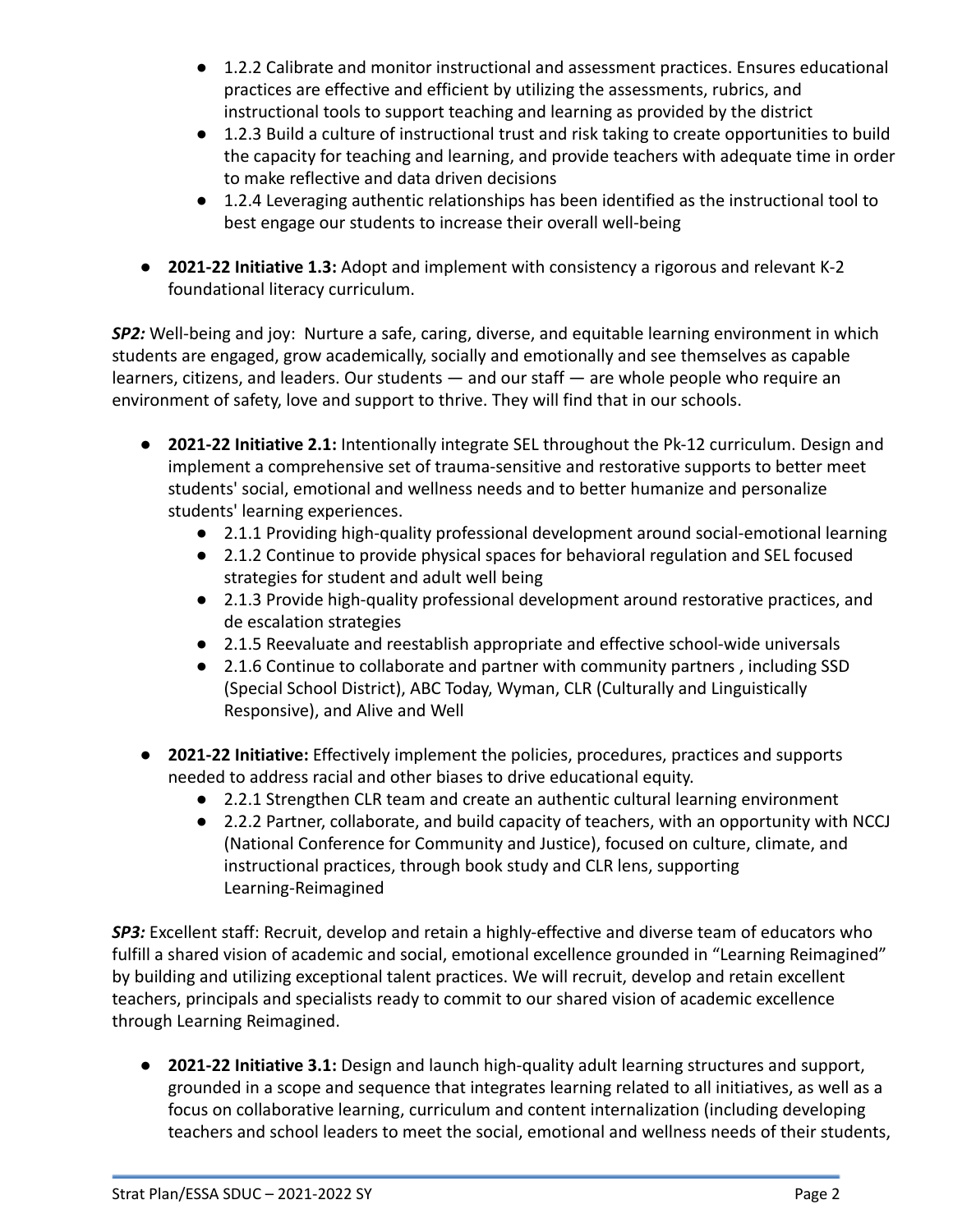- 1.2.2 Calibrate and monitor instructional and assessment practices. Ensures educational practices are effective and efficient by utilizing the assessments, rubrics, and instructional tools to support teaching and learning as provided by the district
  - 1.2.3 Build a culture of instructional trust and risk taking to create opportunities to build the capacity for teaching and learning, and provide teachers with adequate time in order to make reflective and data driven decisions
  - 1.2.4 Leveraging authentic relationships has been identified as the instructional tool to best engage our students to increase their overall well-being

- **2021-22 Initiative 1.3:** Adopt and implement with consistency a rigorous and relevant K-2 foundational literacy curriculum.

***SP2:*** Well-being and joy: Nurture a safe, caring, diverse, and equitable learning environment in which students are engaged, grow academically, socially and emotionally and see themselves as capable learners, citizens, and leaders. Our students — and our staff — are whole people who require an environment of safety, love and support to thrive. They will find that in our schools.

- **2021-22 Initiative 2.1:** Intentionally integrate SEL throughout the Pk-12 curriculum. Design and implement a comprehensive set of trauma-sensitive and restorative supports to better meet students' social, emotional and wellness needs and to better humanize and personalize students' learning experiences.
  - 2.1.1 Providing high-quality professional development around social-emotional learning
  - 2.1.2 Continue to provide physical spaces for behavioral regulation and SEL focused strategies for student and adult well being
  - 2.1.3 Provide high-quality professional development around restorative practices, and de escalation strategies
  - 2.1.5 Reevaluate and reestablish appropriate and effective school-wide universals
  - 2.1.6 Continue to collaborate and partner with community partners , including SSD (Special School District), ABC Today, Wyman, CLR (Culturally and Linguistically Responsive), and Alive and Well

- **2021-22 Initiative:** Effectively implement the policies, procedures, practices and supports needed to address racial and other biases to drive educational equity.
  - 2.2.1 Strengthen CLR team and create an authentic cultural learning environment
  - 2.2.2 Partner, collaborate, and build capacity of teachers, with an opportunity with NCCJ (National Conference for Community and Justice), focused on culture, climate, and instructional practices, through book study and CLR lens, supporting Learning-Reimagined

***SP3:*** Excellent staff: Recruit, develop and retain a highly-effective and diverse team of educators who fulfill a shared vision of academic and social, emotional excellence grounded in "Learning Reimagined" by building and utilizing exceptional talent practices. We will recruit, develop and retain excellent teachers, principals and specialists ready to commit to our shared vision of academic excellence through Learning Reimagined.

- **2021-22 Initiative 3.1:** Design and launch high-quality adult learning structures and support, grounded in a scope and sequence that integrates learning related to all initiatives, as well as a focus on collaborative learning, curriculum and content internalization (including developing teachers and school leaders to meet the social, emotional and wellness needs of their students,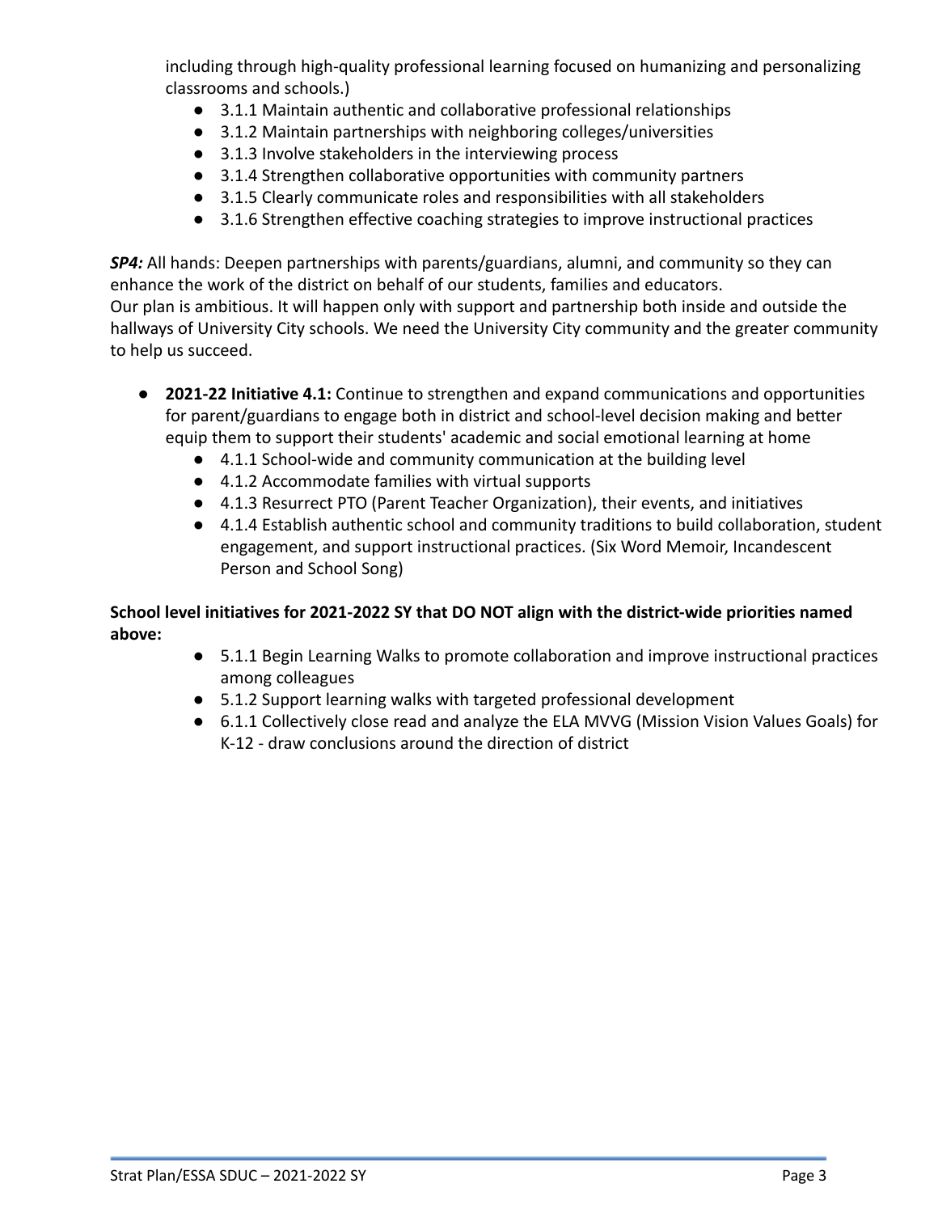including through high-quality professional learning focused on humanizing and personalizing classrooms and schools.)

- 3.1.1 Maintain authentic and collaborative professional relationships
- 3.1.2 Maintain partnerships with neighboring colleges/universities
- 3.1.3 Involve stakeholders in the interviewing process
- 3.1.4 Strengthen collaborative opportunities with community partners
- 3.1.5 Clearly communicate roles and responsibilities with all stakeholders
- 3.1.6 Strengthen effective coaching strategies to improve instructional practices

***SP4:*** All hands: Deepen partnerships with parents/guardians, alumni, and community so they can enhance the work of the district on behalf of our students, families and educators.
Our plan is ambitious. It will happen only with support and partnership both inside and outside the hallways of University City schools. We need the University City community and the greater community to help us succeed.

- **2021-22 Initiative 4.1:** Continue to strengthen and expand communications and opportunities for parent/guardians to engage both in district and school-level decision making and better equip them to support their students' academic and social emotional learning at home
  - 4.1.1 School-wide and community communication at the building level
  - 4.1.2 Accommodate families with virtual supports
  - 4.1.3 Resurrect PTO (Parent Teacher Organization), their events, and initiatives
  - 4.1.4 Establish authentic school and community traditions to build collaboration, student engagement, and support instructional practices. (Six Word Memoir, Incandescent Person and School Song)

**School level initiatives for 2021-2022 SY that DO NOT align with the district-wide priorities named above:**

- 5.1.1 Begin Learning Walks to promote collaboration and improve instructional practices among colleagues
- 5.1.2 Support learning walks with targeted professional development
- 6.1.1 Collectively close read and analyze the ELA MVVG (Mission Vision Values Goals) for K-12 - draw conclusions around the direction of district